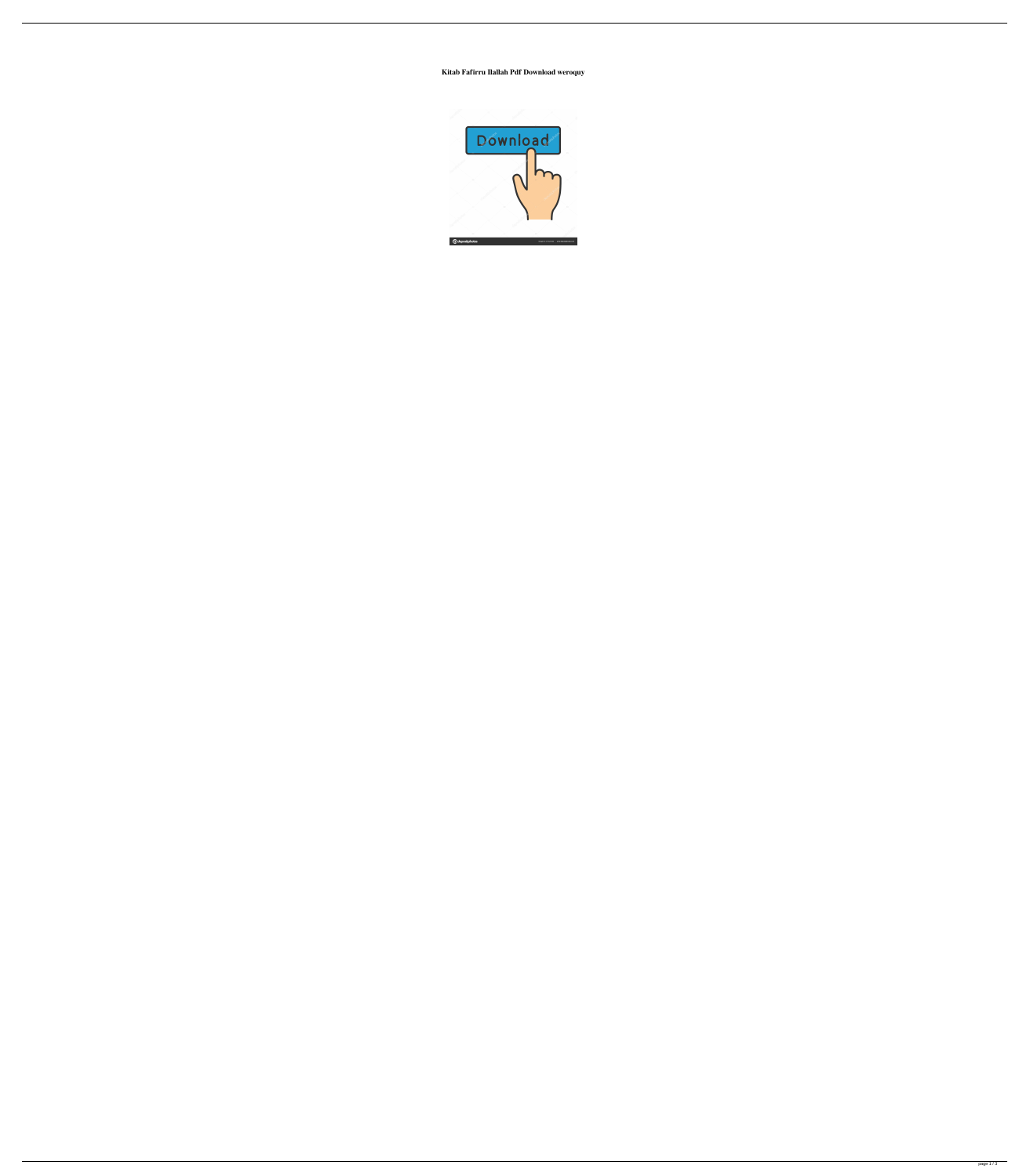**Kitab Fafirru Ilallah Pdf Download weroquy**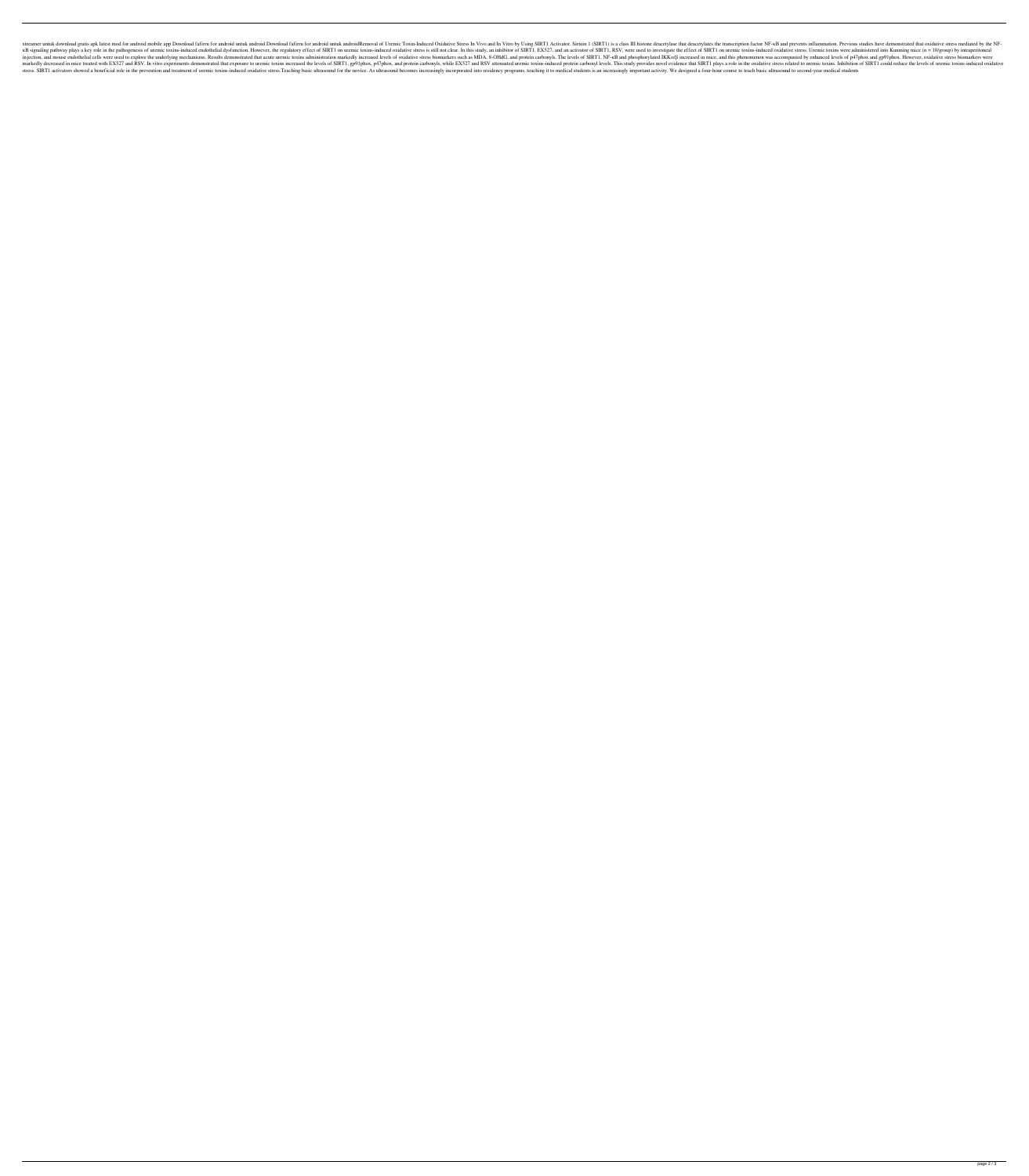streamer untuk download gratis apk latest mod for android mobile app Download fafirru for android untuk android Download fafirru for android untuk androidRemoval of Uremic Toxin-Induced Oxidative Stress In Vivo and In Vitro by Using SIRT1 Activator. Sirtuin 1 (SIRT1) is a class III histone deacetylase that deacetylates the transcription factor NF-κB and prevents inflammation. Previous studies have demonstrated that oxidative stress mediated by the NF-κB signaling pathway plays a key role in the pathogenesis of uremic toxins-induced endothelial dysfunction. However, the regulatory effect of SIRT1 on uremic toxins-induced oxidative stress is still not clear. In this study, an inhibitor of SIRT1, EX527, and an activator of SIRT1, RSV, were used to investigate the effect of SIRT1 on uremic toxins-induced oxidative stress. Uremic toxins were administered into Kunming mice (n = 10/group) by intraperitoneal injection, and mouse endothelial cells were used to explore the underlying mechanisms. Results demonstrated that acute uremic toxins administration markedly increased levels of oxidative stress biomarkers such as MDA, 8-OHdG, and protein carbonyls. The levels of SIRT1, NF-κB and phosphorylated IKKα/β increased in mice, and this phenomenon was accompanied by enhanced levels of p47phox and gp91phox. However, oxidative stress biomarkers were markedly decreased in mice treated with EX527 and RSV. In vitro experiments demonstrated that exposure to uremic toxins increased the levels of SIRT1, gp91phox, p47phox, and protein carbonyls, while EX527 and RSV attenuated uremic toxins-induced protein carbonyl levels. This study provides novel evidence that SIRT1 plays a role in the oxidative stress related to uremic toxins. Inhibition of SIRT1 could reduce the levels of uremic toxins-induced oxidative stress. SIRT1 activators showed a beneficial role in the prevention and treatment of uremic toxins-induced oxidative stress.Teaching basic ultrasound for the novice. As ultrasound becomes increasingly incorporated into residency programs, teaching it to medical students is an increasingly important activity. We designed a four-hour course to teach basic ultrasound to second-year medical students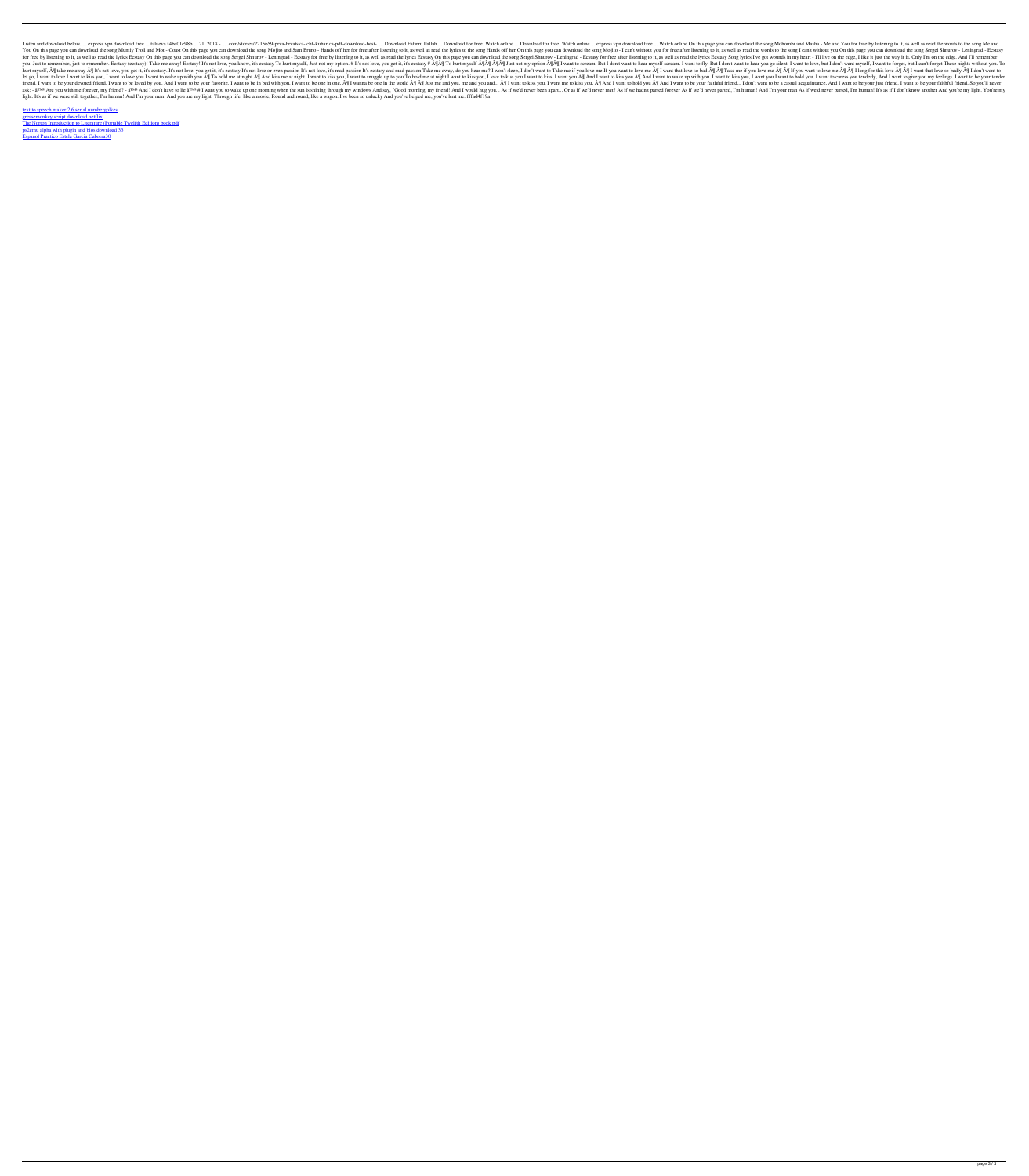Listen and download below. ... express vpn download free ... talleva f4bc01c98b ... 21, 2018 - ... .com/stories/2215659-prva-hrvatska-kbf-kuharica-pdf-download-best- .... Download Fal'iru Ballah ... Download for free. Watch online ... Download for free. Watch online ... express vpn download free ... Watch online On this page you can download the song Mohombi and Masha - Me and You for free by listening to it, as well as read the words to the song Me and You On this page you can download the song Mumiy Troll and Mot - Coast On this page you can download the song Mojito and Sam Bruno - Hands off her for free after listening to it, as well as read the lyrics to the song Hands off her On this page you can download the song Mojito - I can't without you for free after listening to it, as well as read the words to the song I can't without you On this page you can download the song Sergei Shnurov - Leningrad - Ecstasy for free by listening to it, as well as read the lyrics Ecstasy On this page you can download the song Sergei Shnurov - Leningrad - Ecstasy for free by listening to it, as well as read the lyrics Ecstasy On this page you can download the song Sergei Shnurov - Leningrad - Ecstasy for free after listening to it, as well as read the lyrics Ecstasy Song lyrics I've got wounds in my heart - I'll live on the edge, I like it just the way it is. Only I'm on the edge. And I'll remember you. Just to remember, just to remember. Ecstasy (ecstasy)! Take me away! Ecstasy! It's not love, you know, it's ecstasy To hurt myself.. Just not my option. # It's not love, you get it, it's ecstasy # Ã¶Ã¶ To hurt myself Ã¶Ã¶ Ã¶Ã¶ Just not my option Ã¶Ã¶ I want to scream, But I don't want to hear myself scream. I want to fly, But I don't want to hear you go silent. I want to love, but I don't want myself, I want to forget, but I can't forget These nights without you. To hurt myself, Ã¶ take me away Ã¶ It's not love, you get it, it's ecstasy. It's not love, you get it, it's ecstasy It's not love or even passion It's not love, it's mad passion It's ecstasy and mad passion Take me away, do you hear me? I won't sleep, I don't want to Take me if you love me If you want to love me Ã¶ I want that love so bad Ã¶ Ã¶ Take me if you love me Ã¶ Ã¶ If you want to love me Ã¶ I long for this love Ã¶ Ã¶ I want that love so badly Ã¶ I don't want to let go, I want to love I want to kiss you, I want to love you I want to wake up with you Ã¶ To hold me at night Ã¶ And kiss me at night. I want to kiss you, I want to snuggle up to you To hold me at night I want to kiss you, I love to kiss you I want to kiss, I want you Ã¶ And I want to kiss you Ã¶ And I want to wake up with you. I want to kiss you, I want you I want to hold you. I want to caress you tenderly, And I want to give you my feelings. I want to be your tender friend. I want to be your devoted friend. I want to be loved by you. And I want to be your favorite. I want to be in bed with you, I want to be one in one, Ã¶ I wanna be one in the world Ã¶ Ã¶ Just me and you, me and you and... Ã¶ I want to kiss you, I want me to kiss you, Ã¶ And I want to hold you Ã¶ And I want to be your faithful friend... I don't want to be a casual acquaintance, And I want to be your just friend. I want to be your faithful friend, So you'll never ask: - â™ Are you with me forever, my friend? - â™ And I don't have to lie â™ # I want you to wake up one morning when the sun is shining through my windows And say, "Good morning, my friend! And I would hug you... As if we'd never been apart... Or as if we'd never met? As if we hadn't parted forever As if we'd never parted, I'm human! And I'm your man As if we'd never parted, I'm human! It's as if I don't know another And you're my light. It's as if we were still together, I'm human! And I'm your man. And you are my light. Through life, like a movie, Round and round, like a wagon. I've been so unlucky And you've helped me, you've lent me. fffad4f19a

text to speech maker 2.6 serial numberrolkes
greasemonkey script download netflix
The Norton Introduction to Literature (Portable Twelfth Edition) book pdf
ps2smu ainhu with plugin and bios download 33
Espanol Practico Estela Garcia Cabrera30